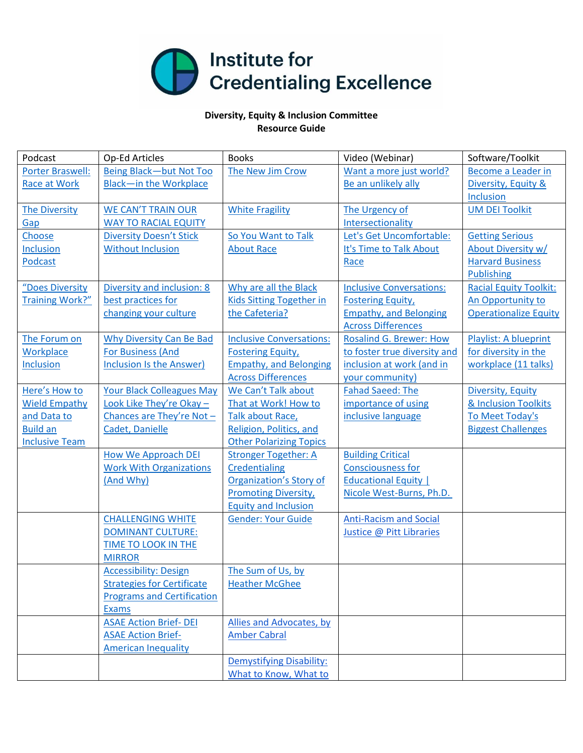**Institute for Credentialing Excellence**

**Diversity, Equity & Inclusion Committee**
**Resource Guide**

| Podcast | Op-Ed Articles | Books | Video (Webinar) | Software/Toolkit |
|---|---|---|---|---|
| Porter Braswell: Race at Work | Being Black—but Not Too Black—in the Workplace | The New Jim Crow | Want a more just world? Be an unlikely ally | Become a Leader in Diversity, Equity & Inclusion |
| The Diversity Gap | WE CAN'T TRAIN OUR WAY TO RACIAL EQUITY | White Fragility | The Urgency of Intersectionality | UM DEI Toolkit |
| Choose Inclusion Podcast | Diversity Doesn't Stick Without Inclusion | So You Want to Talk About Race | Let's Get Uncomfortable: It's Time to Talk About Race | Getting Serious About Diversity w/ Harvard Business Publishing |
| "Does Diversity Training Work?" | Diversity and inclusion: 8 best practices for changing your culture | Why are all the Black Kids Sitting Together in the Cafeteria? | Inclusive Conversations: Fostering Equity, Empathy, and Belonging Across Differences | Racial Equity Toolkit: An Opportunity to Operationalize Equity |
| The Forum on Workplace Inclusion | Why Diversity Can Be Bad For Business (And Inclusion Is the Answer) | Inclusive Conversations: Fostering Equity, Empathy, and Belonging Across Differences | Rosalind G. Brewer: How to foster true diversity and inclusion at work (and in your community) | Playlist: A blueprint for diversity in the workplace (11 talks) |
| Here's How to Wield Empathy and Data to Build an Inclusive Team | Your Black Colleagues May Look Like They're Okay – Chances are They're Not – Cadet, Danielle | We Can't Talk about That at Work! How to Talk about Race, Religion, Politics, and Other Polarizing Topics | Fahad Saeed: The importance of using inclusive language | Diversity, Equity & Inclusion Toolkits To Meet Today's Biggest Challenges |
| | How We Approach DEI Work With Organizations (And Why) | Stronger Together: A Credentialing Organization's Story of Promoting Diversity, Equity and Inclusion | Building Critical Consciousness for Educational Equity \| Nicole West-Burns, Ph.D. | |
| | CHALLENGING WHITE DOMINANT CULTURE: TIME TO LOOK IN THE MIRROR | Gender: Your Guide | Anti-Racism and Social Justice @ Pitt Libraries | |
| | Accessibility: Design Strategies for Certificate Programs and Certification Exams | The Sum of Us, by Heather McGhee | | |
| | ASAE Action Brief- DEI ASAE Action Brief- American Inequality | Allies and Advocates, by Amber Cabral | | |
| | | Demystifying Disability: What to Know, What to | | |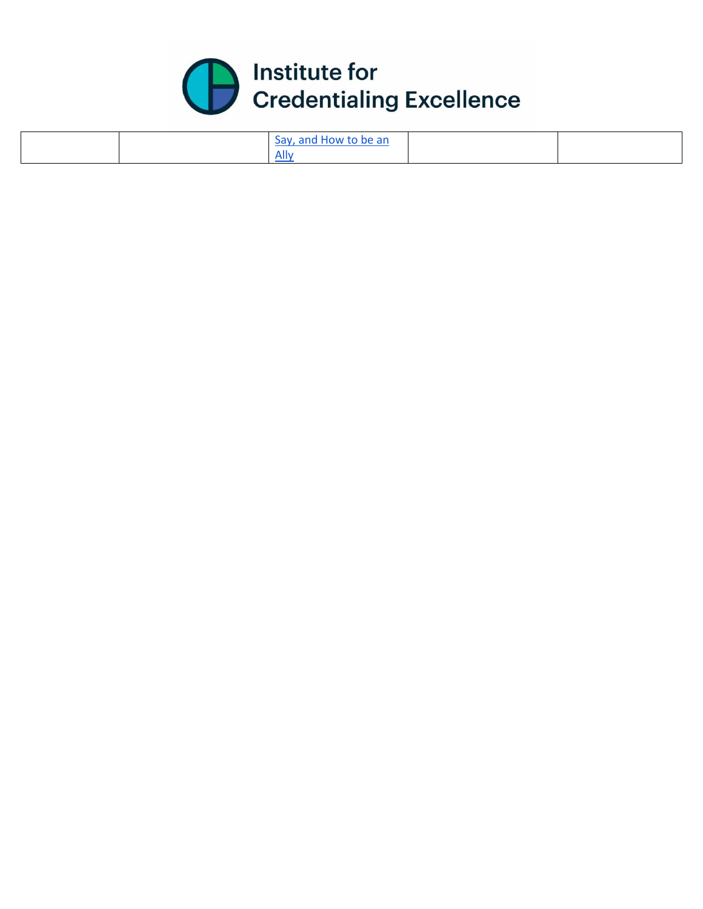| | | | | |
|---|---|---|---|---|
| | | Say, and How to be an Ally | | |